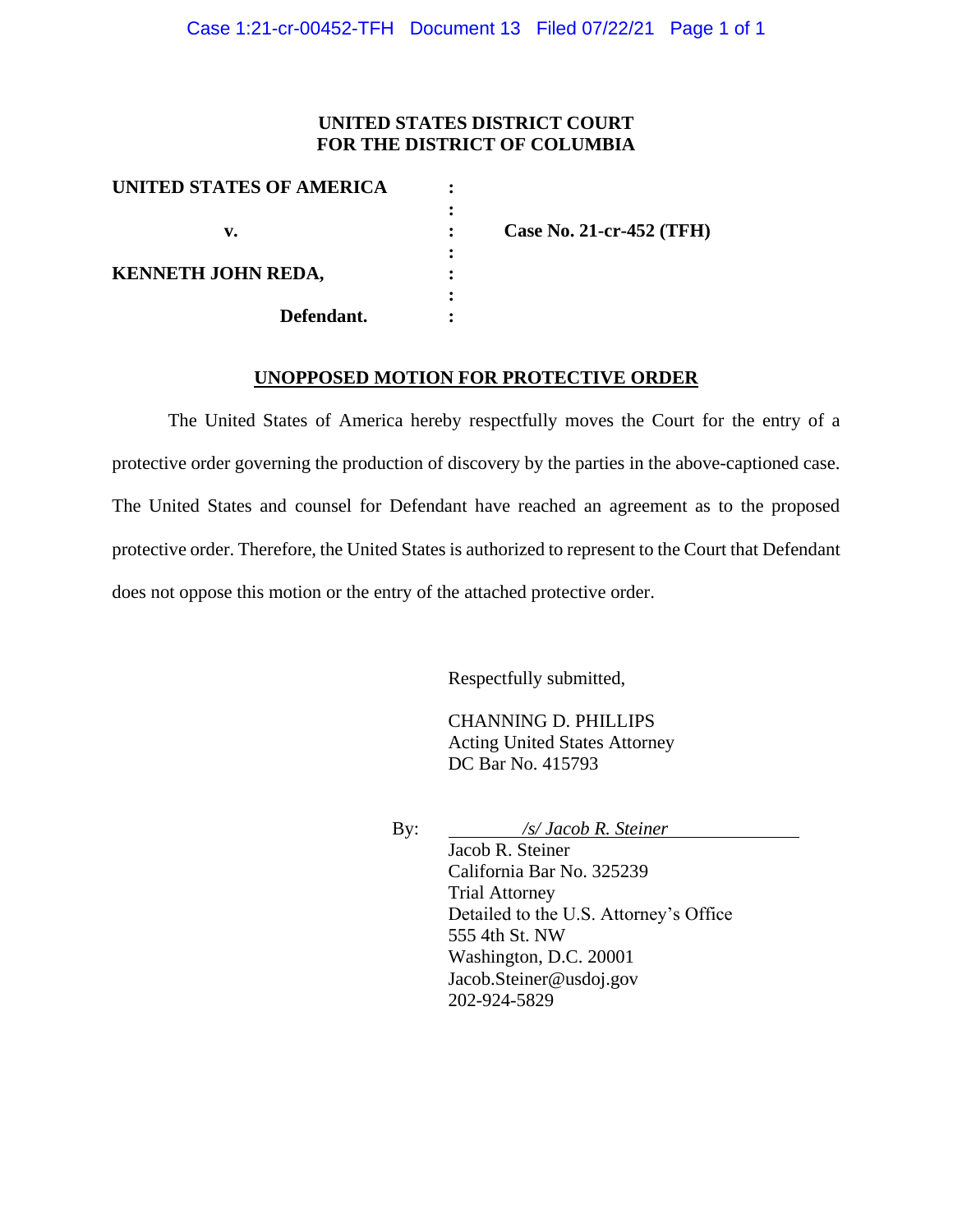**UNITED STATES DISTRICT COURT**
**FOR THE DISTRICT OF COLUMBIA**

| | | |
|---|---|---|
| **UNITED STATES OF AMERICA** | : | |
| | : | |
| **v.** | : | **Case No. 21-cr-452 (TFH)** |
| | : | |
| **KENNETH JOHN REDA,** | : | |
| | : | |
| **Defendant.** | : | |

## UNOPPOSED MOTION FOR PROTECTIVE ORDER

The United States of America hereby respectfully moves the Court for the entry of a protective order governing the production of discovery by the parties in the above-captioned case. The United States and counsel for Defendant have reached an agreement as to the proposed protective order. Therefore, the United States is authorized to represent to the Court that Defendant does not oppose this motion or the entry of the attached protective order.

Respectfully submitted,

CHANNING D. PHILLIPS
Acting United States Attorney
DC Bar No. 415793

By: *\/s/ Jacob R. Steiner*
Jacob R. Steiner
California Bar No. 325239
Trial Attorney
Detailed to the U.S. Attorney's Office
555 4th St. NW
Washington, D.C. 20001
Jacob.Steiner@usdoj.gov
202-924-5829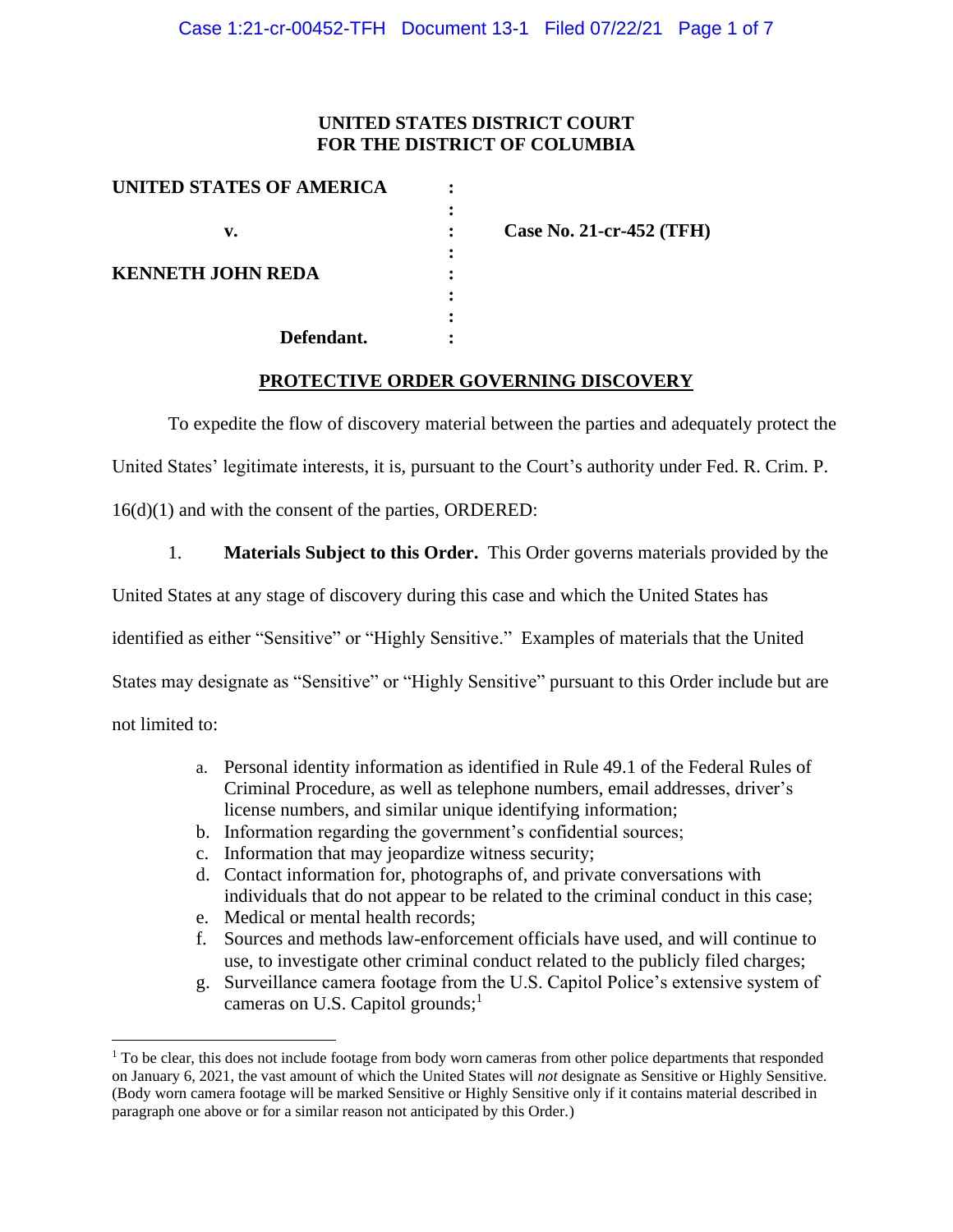**UNITED STATES DISTRICT COURT**
**FOR THE DISTRICT OF COLUMBIA**

| | | |
|---|---|---|
| **UNITED STATES OF AMERICA** | : | |
| | : | |
| **v.** | : | **Case No. 21-cr-452 (TFH)** |
| | : | |
| **KENNETH JOHN REDA** | : | |
| | : | |
| | : | |
| **Defendant.** | : | |

## PROTECTIVE ORDER GOVERNING DISCOVERY

To expedite the flow of discovery material between the parties and adequately protect the United States' legitimate interests, it is, pursuant to the Court's authority under Fed. R. Crim. P. 16(d)(1) and with the consent of the parties, ORDERED:

1. **Materials Subject to this Order.** This Order governs materials provided by the United States at any stage of discovery during this case and which the United States has identified as either "Sensitive" or "Highly Sensitive." Examples of materials that the United States may designate as "Sensitive" or "Highly Sensitive" pursuant to this Order include but are not limited to:

   a. Personal identity information as identified in Rule 49.1 of the Federal Rules of Criminal Procedure, as well as telephone numbers, email addresses, driver's license numbers, and similar unique identifying information;
   b. Information regarding the government's confidential sources;
   c. Information that may jeopardize witness security;
   d. Contact information for, photographs of, and private conversations with individuals that do not appear to be related to the criminal conduct in this case;
   e. Medical or mental health records;
   f. Sources and methods law-enforcement officials have used, and will continue to use, to investigate other criminal conduct related to the publicly filed charges;
   g. Surveillance camera footage from the U.S. Capitol Police's extensive system of cameras on U.S. Capitol grounds;[1]

[1] To be clear, this does not include footage from body worn cameras from other police departments that responded on January 6, 2021, the vast amount of which the United States will *not* designate as Sensitive or Highly Sensitive. (Body worn camera footage will be marked Sensitive or Highly Sensitive only if it contains material described in paragraph one above or for a similar reason not anticipated by this Order.)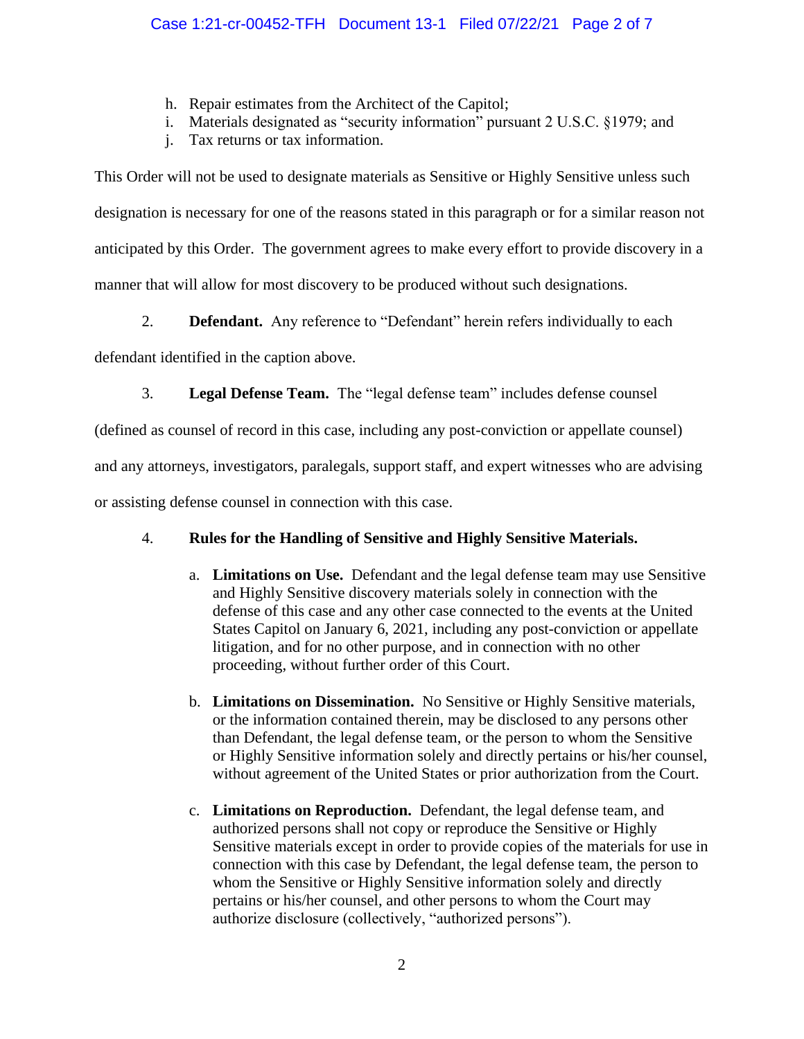h. Repair estimates from the Architect of the Capitol;
i. Materials designated as "security information" pursuant 2 U.S.C. §1979; and
j. Tax returns or tax information.

This Order will not be used to designate materials as Sensitive or Highly Sensitive unless such designation is necessary for one of the reasons stated in this paragraph or for a similar reason not anticipated by this Order. The government agrees to make every effort to provide discovery in a manner that will allow for most discovery to be produced without such designations.

2. **Defendant.** Any reference to "Defendant" herein refers individually to each defendant identified in the caption above.

3. **Legal Defense Team.** The "legal defense team" includes defense counsel (defined as counsel of record in this case, including any post-conviction or appellate counsel) and any attorneys, investigators, paralegals, support staff, and expert witnesses who are advising or assisting defense counsel in connection with this case.

4. **Rules for the Handling of Sensitive and Highly Sensitive Materials.**

   a. **Limitations on Use.** Defendant and the legal defense team may use Sensitive and Highly Sensitive discovery materials solely in connection with the defense of this case and any other case connected to the events at the United States Capitol on January 6, 2021, including any post-conviction or appellate litigation, and for no other purpose, and in connection with no other proceeding, without further order of this Court.

   b. **Limitations on Dissemination.** No Sensitive or Highly Sensitive materials, or the information contained therein, may be disclosed to any persons other than Defendant, the legal defense team, or the person to whom the Sensitive or Highly Sensitive information solely and directly pertains or his/her counsel, without agreement of the United States or prior authorization from the Court.

   c. **Limitations on Reproduction.** Defendant, the legal defense team, and authorized persons shall not copy or reproduce the Sensitive or Highly Sensitive materials except in order to provide copies of the materials for use in connection with this case by Defendant, the legal defense team, the person to whom the Sensitive or Highly Sensitive information solely and directly pertains or his/her counsel, and other persons to whom the Court may authorize disclosure (collectively, "authorized persons").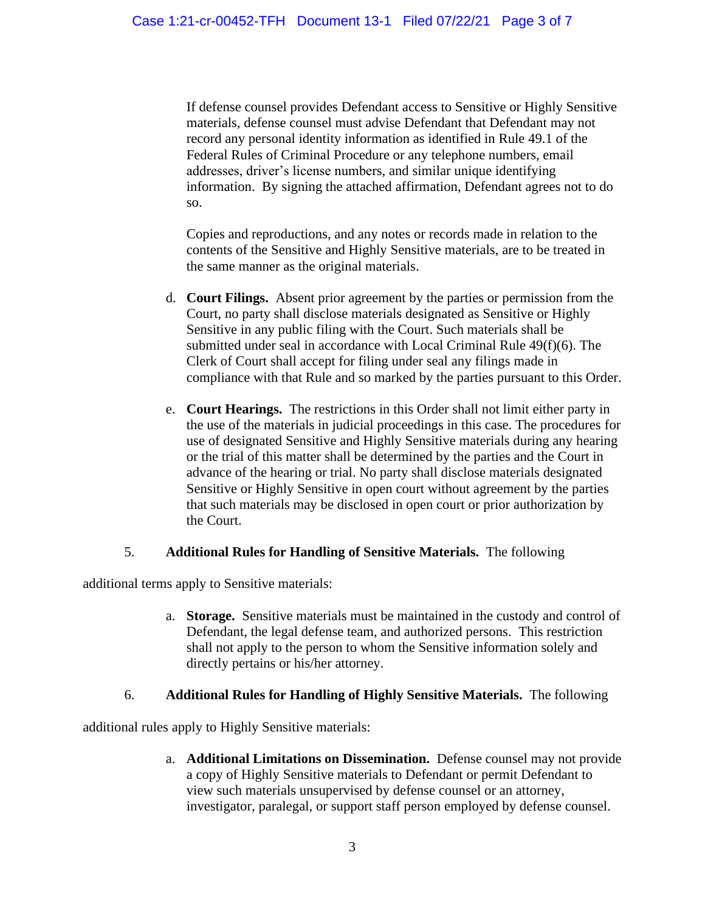If defense counsel provides Defendant access to Sensitive or Highly Sensitive materials, defense counsel must advise Defendant that Defendant may not record any personal identity information as identified in Rule 49.1 of the Federal Rules of Criminal Procedure or any telephone numbers, email addresses, driver's license numbers, and similar unique identifying information. By signing the attached affirmation, Defendant agrees not to do so.

Copies and reproductions, and any notes or records made in relation to the contents of the Sensitive and Highly Sensitive materials, are to be treated in the same manner as the original materials.

d. **Court Filings.** Absent prior agreement by the parties or permission from the Court, no party shall disclose materials designated as Sensitive or Highly Sensitive in any public filing with the Court. Such materials shall be submitted under seal in accordance with Local Criminal Rule 49(f)(6). The Clerk of Court shall accept for filing under seal any filings made in compliance with that Rule and so marked by the parties pursuant to this Order.

e. **Court Hearings.** The restrictions in this Order shall not limit either party in the use of the materials in judicial proceedings in this case. The procedures for use of designated Sensitive and Highly Sensitive materials during any hearing or the trial of this matter shall be determined by the parties and the Court in advance of the hearing or trial. No party shall disclose materials designated Sensitive or Highly Sensitive in open court without agreement by the parties that such materials may be disclosed in open court or prior authorization by the Court.

5. **Additional Rules for Handling of Sensitive Materials.** The following additional terms apply to Sensitive materials:

a. **Storage.** Sensitive materials must be maintained in the custody and control of Defendant, the legal defense team, and authorized persons. This restriction shall not apply to the person to whom the Sensitive information solely and directly pertains or his/her attorney.

6. **Additional Rules for Handling of Highly Sensitive Materials.** The following additional rules apply to Highly Sensitive materials:

a. **Additional Limitations on Dissemination.** Defense counsel may not provide a copy of Highly Sensitive materials to Defendant or permit Defendant to view such materials unsupervised by defense counsel or an attorney, investigator, paralegal, or support staff person employed by defense counsel.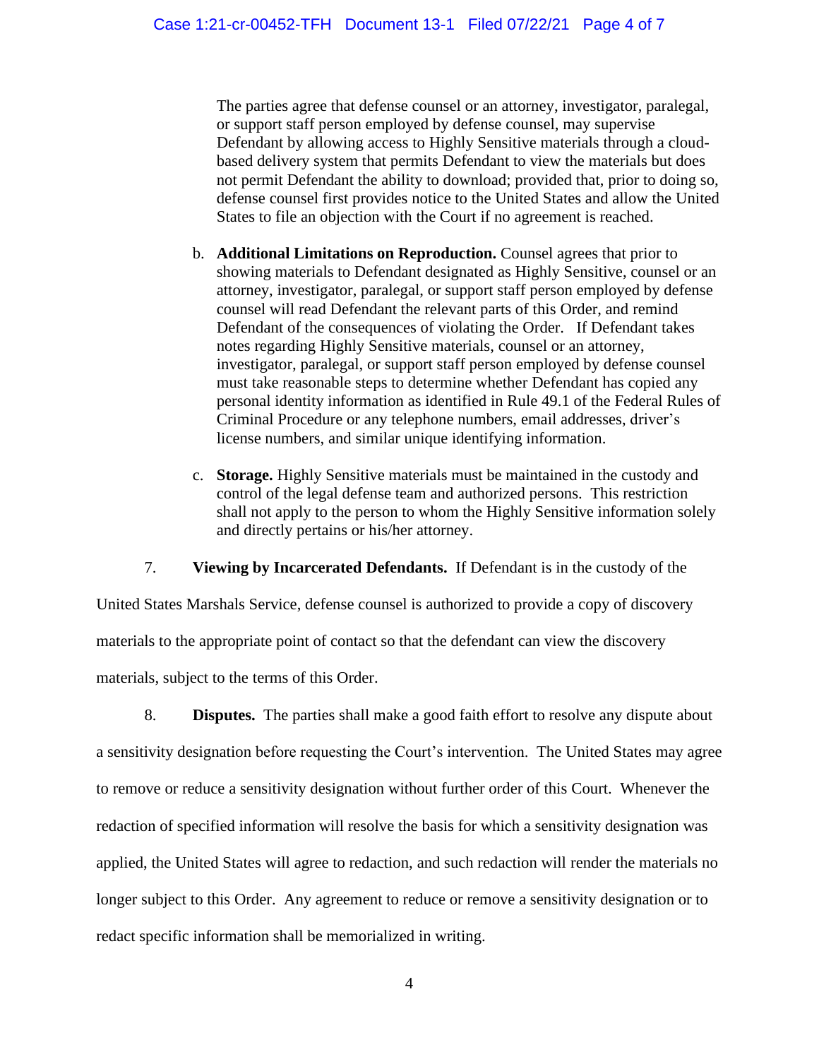The parties agree that defense counsel or an attorney, investigator, paralegal, or support staff person employed by defense counsel, may supervise Defendant by allowing access to Highly Sensitive materials through a cloud-based delivery system that permits Defendant to view the materials but does not permit Defendant the ability to download; provided that, prior to doing so, defense counsel first provides notice to the United States and allow the United States to file an objection with the Court if no agreement is reached.

b. **Additional Limitations on Reproduction.** Counsel agrees that prior to showing materials to Defendant designated as Highly Sensitive, counsel or an attorney, investigator, paralegal, or support staff person employed by defense counsel will read Defendant the relevant parts of this Order, and remind Defendant of the consequences of violating the Order. If Defendant takes notes regarding Highly Sensitive materials, counsel or an attorney, investigator, paralegal, or support staff person employed by defense counsel must take reasonable steps to determine whether Defendant has copied any personal identity information as identified in Rule 49.1 of the Federal Rules of Criminal Procedure or any telephone numbers, email addresses, driver's license numbers, and similar unique identifying information.

c. **Storage.** Highly Sensitive materials must be maintained in the custody and control of the legal defense team and authorized persons. This restriction shall not apply to the person to whom the Highly Sensitive information solely and directly pertains or his/her attorney.

7. **Viewing by Incarcerated Defendants.** If Defendant is in the custody of the United States Marshals Service, defense counsel is authorized to provide a copy of discovery materials to the appropriate point of contact so that the defendant can view the discovery materials, subject to the terms of this Order.

8. **Disputes.** The parties shall make a good faith effort to resolve any dispute about a sensitivity designation before requesting the Court's intervention. The United States may agree to remove or reduce a sensitivity designation without further order of this Court. Whenever the redaction of specified information will resolve the basis for which a sensitivity designation was applied, the United States will agree to redaction, and such redaction will render the materials no longer subject to this Order. Any agreement to reduce or remove a sensitivity designation or to redact specific information shall be memorialized in writing.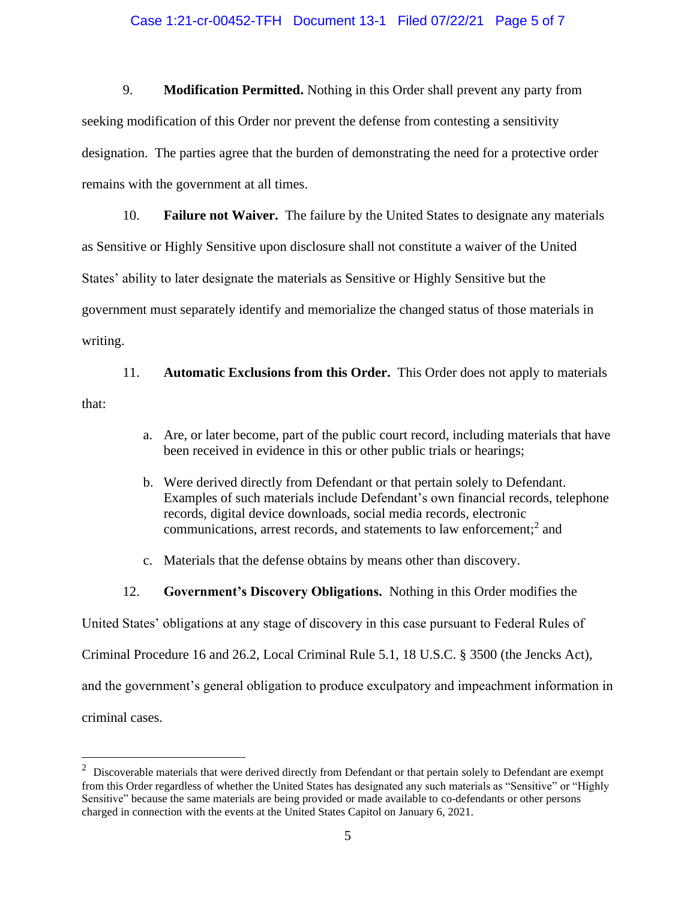9. **Modification Permitted.** Nothing in this Order shall prevent any party from seeking modification of this Order nor prevent the defense from contesting a sensitivity designation. The parties agree that the burden of demonstrating the need for a protective order remains with the government at all times.

10. **Failure not Waiver.** The failure by the United States to designate any materials as Sensitive or Highly Sensitive upon disclosure shall not constitute a waiver of the United States' ability to later designate the materials as Sensitive or Highly Sensitive but the government must separately identify and memorialize the changed status of those materials in writing.

11. **Automatic Exclusions from this Order.** This Order does not apply to materials that:

   a. Are, or later become, part of the public court record, including materials that have been received in evidence in this or other public trials or hearings;

   b. Were derived directly from Defendant or that pertain solely to Defendant. Examples of such materials include Defendant's own financial records, telephone records, digital device downloads, social media records, electronic communications, arrest records, and statements to law enforcement;[2] and

   c. Materials that the defense obtains by means other than discovery.

12. **Government's Discovery Obligations.** Nothing in this Order modifies the United States' obligations at any stage of discovery in this case pursuant to Federal Rules of Criminal Procedure 16 and 26.2, Local Criminal Rule 5.1, 18 U.S.C. § 3500 (the Jencks Act), and the government's general obligation to produce exculpatory and impeachment information in criminal cases.

[2] Discoverable materials that were derived directly from Defendant or that pertain solely to Defendant are exempt from this Order regardless of whether the United States has designated any such materials as "Sensitive" or "Highly Sensitive" because the same materials are being provided or made available to co-defendants or other persons charged in connection with the events at the United States Capitol on January 6, 2021.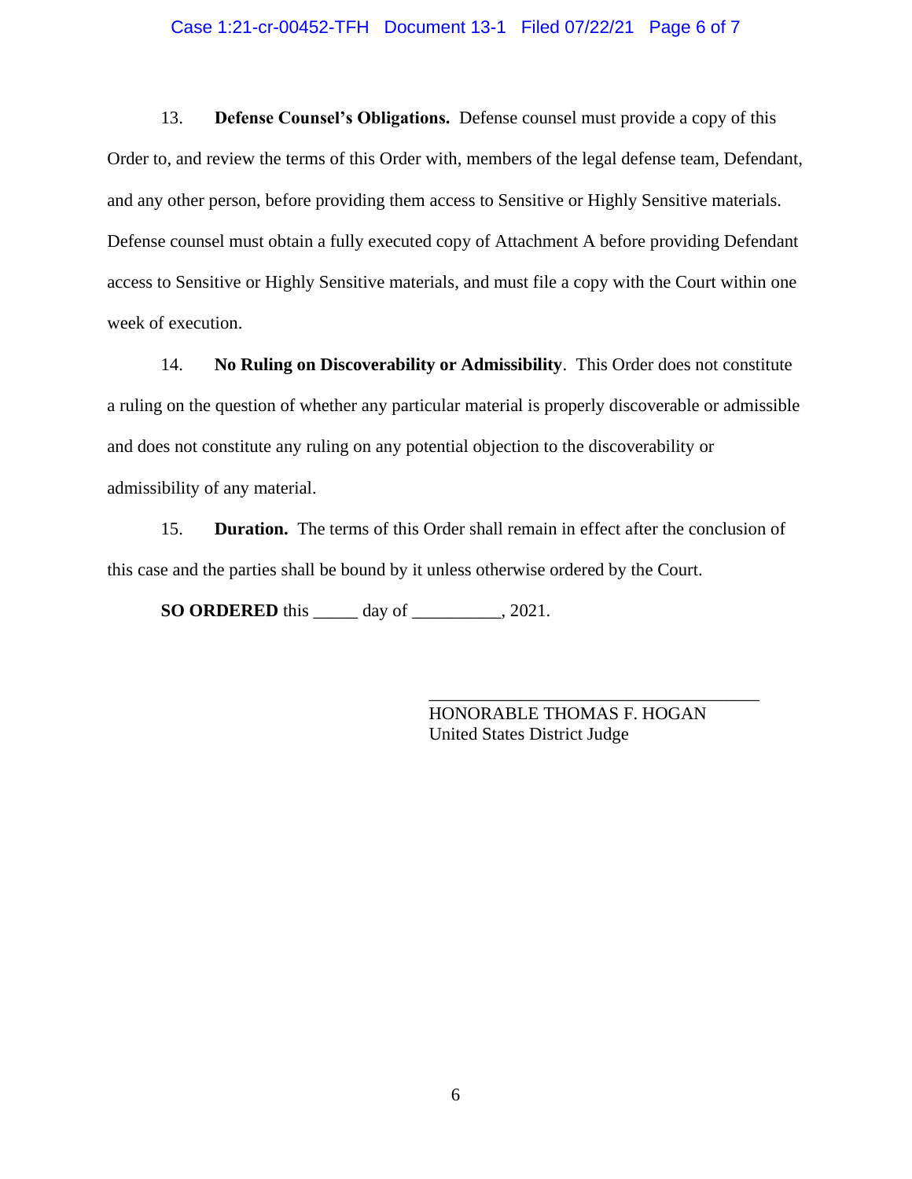13. **Defense Counsel's Obligations.** Defense counsel must provide a copy of this Order to, and review the terms of this Order with, members of the legal defense team, Defendant, and any other person, before providing them access to Sensitive or Highly Sensitive materials. Defense counsel must obtain a fully executed copy of Attachment A before providing Defendant access to Sensitive or Highly Sensitive materials, and must file a copy with the Court within one week of execution.

14. **No Ruling on Discoverability or Admissibility**. This Order does not constitute a ruling on the question of whether any particular material is properly discoverable or admissible and does not constitute any ruling on any potential objection to the discoverability or admissibility of any material.

15. **Duration.** The terms of this Order shall remain in effect after the conclusion of this case and the parties shall be bound by it unless otherwise ordered by the Court.

**SO ORDERED** this _____ day of __________, 2021.

___________________________________
HONORABLE THOMAS F. HOGAN
United States District Judge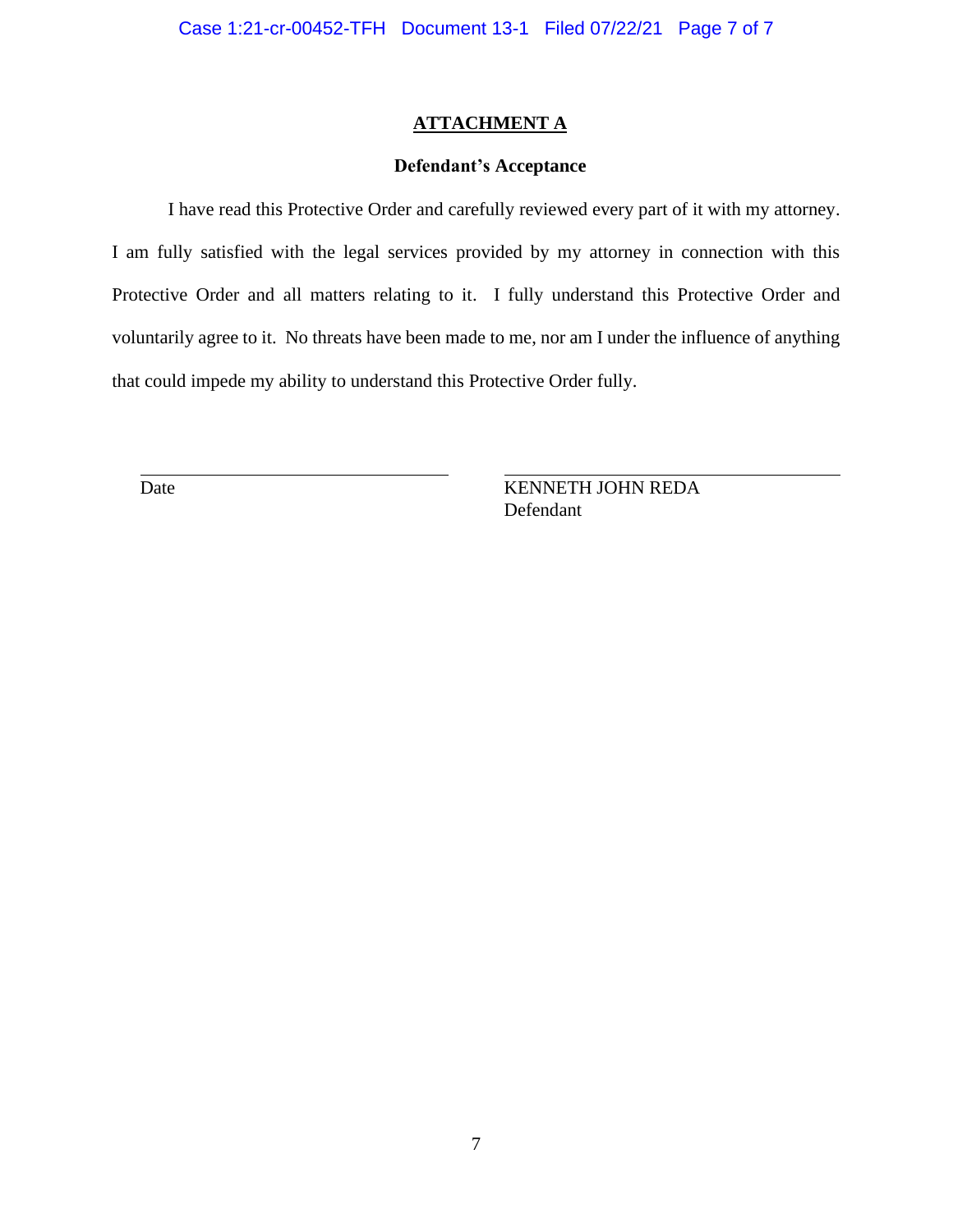# ATTACHMENT A

## Defendant's Acceptance

I have read this Protective Order and carefully reviewed every part of it with my attorney. I am fully satisfied with the legal services provided by my attorney in connection with this Protective Order and all matters relating to it. I fully understand this Protective Order and voluntarily agree to it. No threats have been made to me, nor am I under the influence of anything that could impede my ability to understand this Protective Order fully.

| | |
|---|---|
| \_\_\_\_\_\_\_\_\_\_\_\_\_\_\_\_\_\_\_\_\_\_\_\_ | \_\_\_\_\_\_\_\_\_\_\_\_\_\_\_\_\_\_\_\_\_\_\_\_ |
| Date | KENNETH JOHN REDA<br>Defendant |